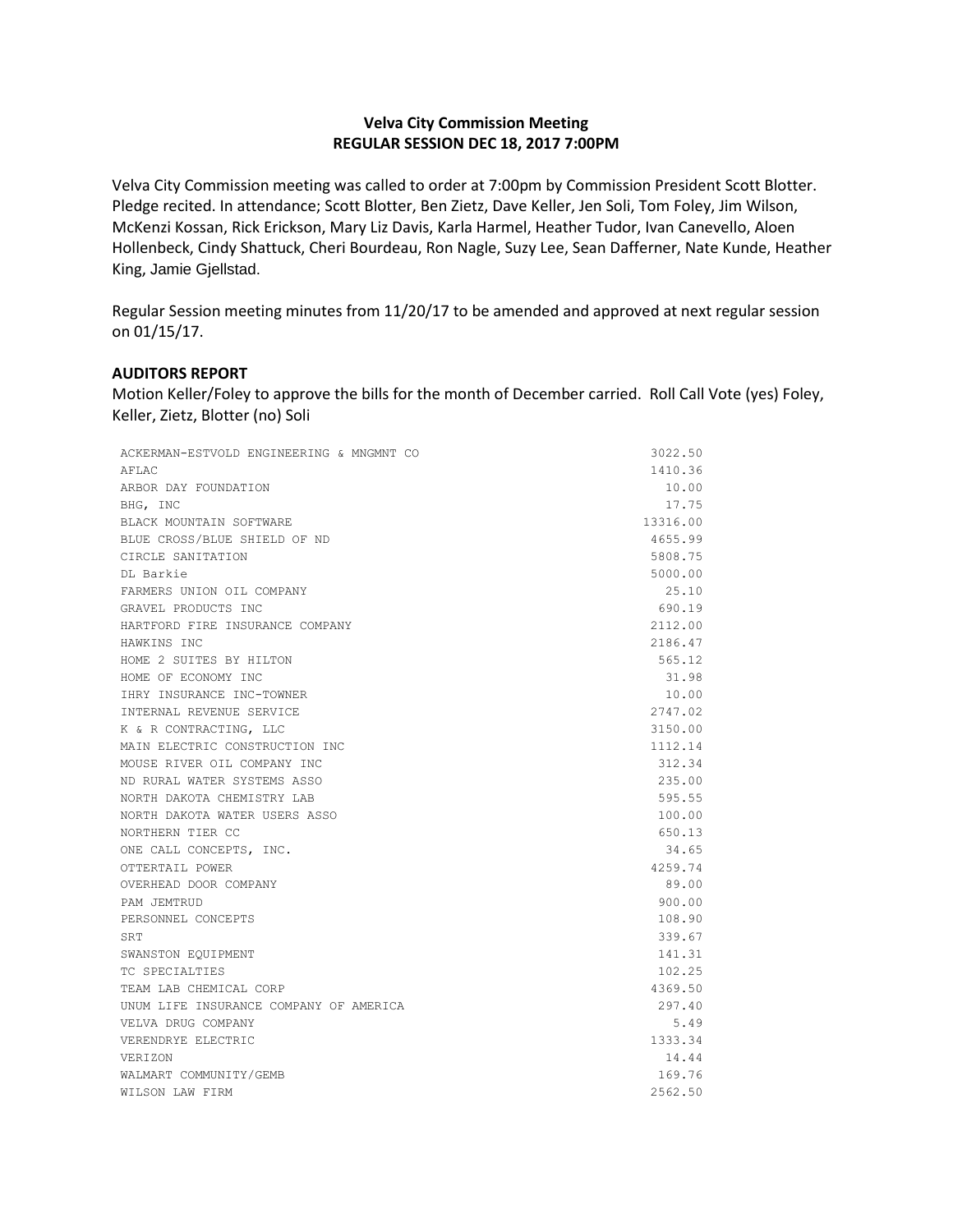**Velva City Commission Meeting**
**REGULAR SESSION DEC 18, 2017 7:00PM**

Velva City Commission meeting was called to order at 7:00pm by Commission President Scott Blotter. Pledge recited. In attendance; Scott Blotter, Ben Zietz, Dave Keller, Jen Soli, Tom Foley, Jim Wilson, McKenzi Kossan, Rick Erickson, Mary Liz Davis, Karla Harmel, Heather Tudor, Ivan Canevello, Aloen Hollenbeck, Cindy Shattuck, Cheri Bourdeau, Ron Nagle, Suzy Lee, Sean Dafferner, Nate Kunde, Heather King, Jamie Gjellstad.

Regular Session meeting minutes from 11/20/17 to be amended and approved at next regular session on 01/15/17.

## AUDITORS REPORT

Motion Keller/Foley to approve the bills for the month of December carried. Roll Call Vote (yes) Foley, Keller, Zietz, Blotter (no) Soli

| Vendor | Amount |
|---|---:|
| ACKERMAN-ESTVOLD ENGINEERING & MNGMNT CO | 3022.50 |
| AFLAC | 1410.36 |
| ARBOR DAY FOUNDATION | 10.00 |
| BHG, INC | 17.75 |
| BLACK MOUNTAIN SOFTWARE | 13316.00 |
| BLUE CROSS/BLUE SHIELD OF ND | 4655.99 |
| CIRCLE SANITATION | 5808.75 |
| DL Barkie | 5000.00 |
| FARMERS UNION OIL COMPANY | 25.10 |
| GRAVEL PRODUCTS INC | 690.19 |
| HARTFORD FIRE INSURANCE COMPANY | 2112.00 |
| HAWKINS INC | 2186.47 |
| HOME 2 SUITES BY HILTON | 565.12 |
| HOME OF ECONOMY INC | 31.98 |
| IHRY INSURANCE INC-TOWNER | 10.00 |
| INTERNAL REVENUE SERVICE | 2747.02 |
| K & R CONTRACTING, LLC | 3150.00 |
| MAIN ELECTRIC CONSTRUCTION INC | 1112.14 |
| MOUSE RIVER OIL COMPANY INC | 312.34 |
| ND RURAL WATER SYSTEMS ASSO | 235.00 |
| NORTH DAKOTA CHEMISTRY LAB | 595.55 |
| NORTH DAKOTA WATER USERS ASSO | 100.00 |
| NORTHERN TIER CC | 650.13 |
| ONE CALL CONCEPTS, INC. | 34.65 |
| OTTERTAIL POWER | 4259.74 |
| OVERHEAD DOOR COMPANY | 89.00 |
| PAM JEMTRUD | 900.00 |
| PERSONNEL CONCEPTS | 108.90 |
| SRT | 339.67 |
| SWANSTON EQUIPMENT | 141.31 |
| TC SPECIALTIES | 102.25 |
| TEAM LAB CHEMICAL CORP | 4369.50 |
| UNUM LIFE INSURANCE COMPANY OF AMERICA | 297.40 |
| VELVA DRUG COMPANY | 5.49 |
| VERENDRYE ELECTRIC | 1333.34 |
| VERIZON | 14.44 |
| WALMART COMMUNITY/GEMB | 169.76 |
| WILSON LAW FIRM | 2562.50 |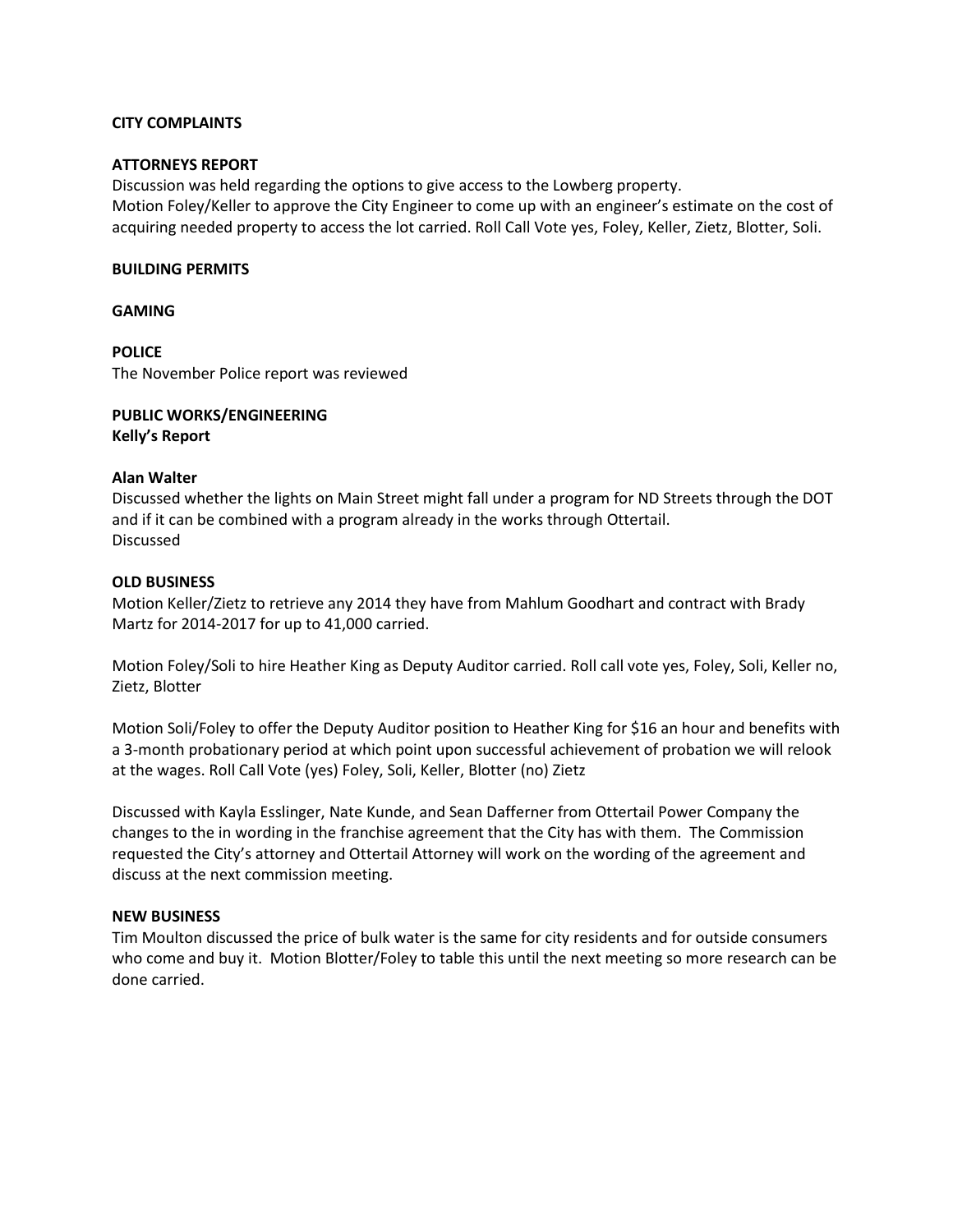**CITY COMPLAINTS**

**ATTORNEYS REPORT**

Discussion was held regarding the options to give access to the Lowberg property.
Motion Foley/Keller to approve the City Engineer to come up with an engineer's estimate on the cost of acquiring needed property to access the lot carried. Roll Call Vote yes, Foley, Keller, Zietz, Blotter, Soli.

**BUILDING PERMITS**

**GAMING**

**POLICE**

The November Police report was reviewed

**PUBLIC WORKS/ENGINEERING**
**Kelly's Report**

**Alan Walter**

Discussed whether the lights on Main Street might fall under a program for ND Streets through the DOT and if it can be combined with a program already in the works through Ottertail.
Discussed

**OLD BUSINESS**

Motion Keller/Zietz to retrieve any 2014 they have from Mahlum Goodhart and contract with Brady Martz for 2014-2017 for up to 41,000 carried.

Motion Foley/Soli to hire Heather King as Deputy Auditor carried. Roll call vote yes, Foley, Soli, Keller no, Zietz, Blotter

Motion Soli/Foley to offer the Deputy Auditor position to Heather King for $16 an hour and benefits with a 3-month probationary period at which point upon successful achievement of probation we will relook at the wages. Roll Call Vote (yes) Foley, Soli, Keller, Blotter (no) Zietz

Discussed with Kayla Esslinger, Nate Kunde, and Sean Dafferner from Ottertail Power Company the changes to the in wording in the franchise agreement that the City has with them. The Commission requested the City's attorney and Ottertail Attorney will work on the wording of the agreement and discuss at the next commission meeting.

**NEW BUSINESS**

Tim Moulton discussed the price of bulk water is the same for city residents and for outside consumers who come and buy it. Motion Blotter/Foley to table this until the next meeting so more research can be done carried.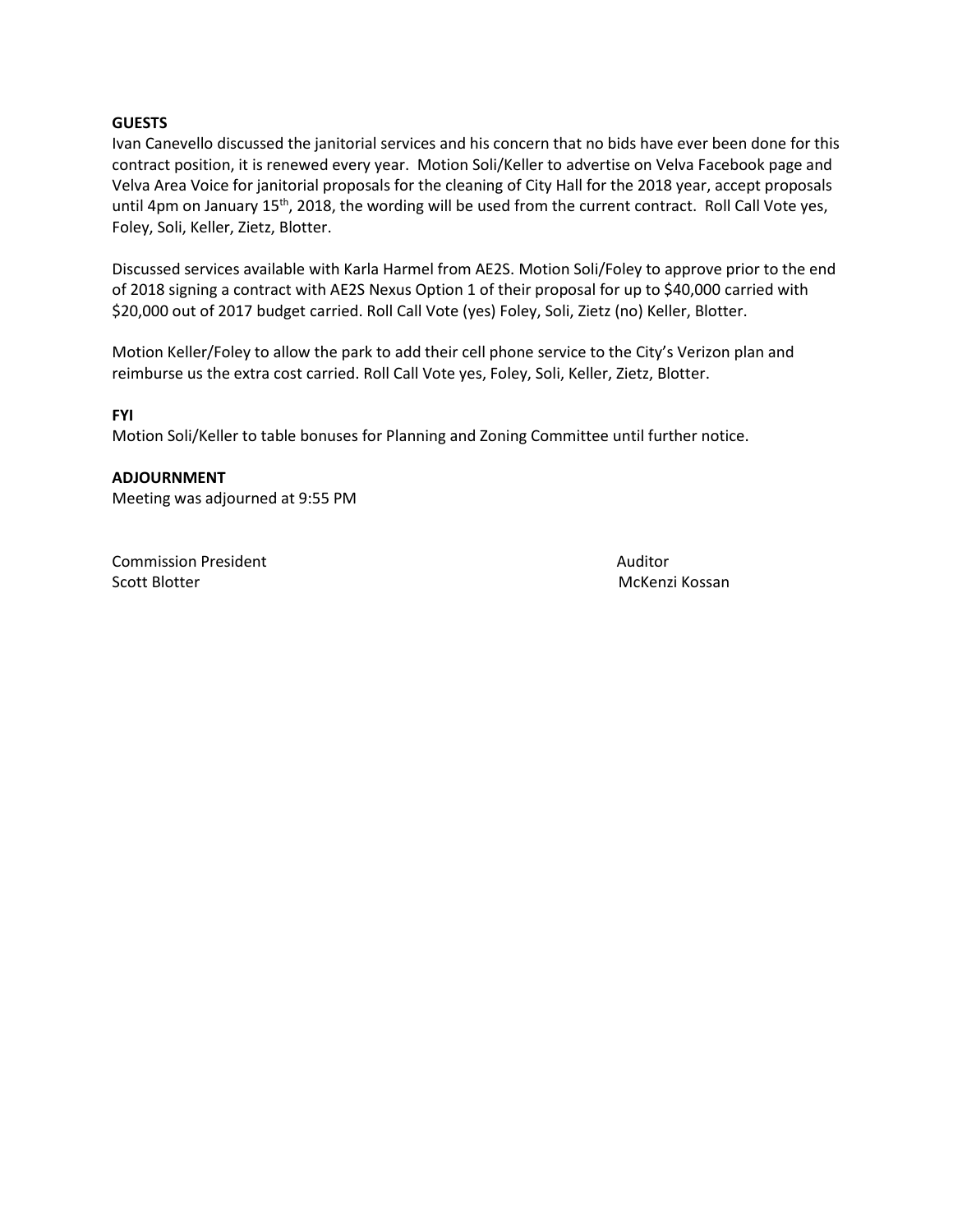**GUESTS**

Ivan Canevello discussed the janitorial services and his concern that no bids have ever been done for this contract position, it is renewed every year. Motion Soli/Keller to advertise on Velva Facebook page and Velva Area Voice for janitorial proposals for the cleaning of City Hall for the 2018 year, accept proposals until 4pm on January 15th, 2018, the wording will be used from the current contract. Roll Call Vote yes, Foley, Soli, Keller, Zietz, Blotter.

Discussed services available with Karla Harmel from AE2S. Motion Soli/Foley to approve prior to the end of 2018 signing a contract with AE2S Nexus Option 1 of their proposal for up to $40,000 carried with $20,000 out of 2017 budget carried. Roll Call Vote (yes) Foley, Soli, Zietz (no) Keller, Blotter.

Motion Keller/Foley to allow the park to add their cell phone service to the City's Verizon plan and reimburse us the extra cost carried. Roll Call Vote yes, Foley, Soli, Keller, Zietz, Blotter.

**FYI**

Motion Soli/Keller to table bonuses for Planning and Zoning Committee until further notice.

**ADJOURNMENT**

Meeting was adjourned at 9:55 PM

Commission President
Scott Blotter

Auditor
McKenzi Kossan